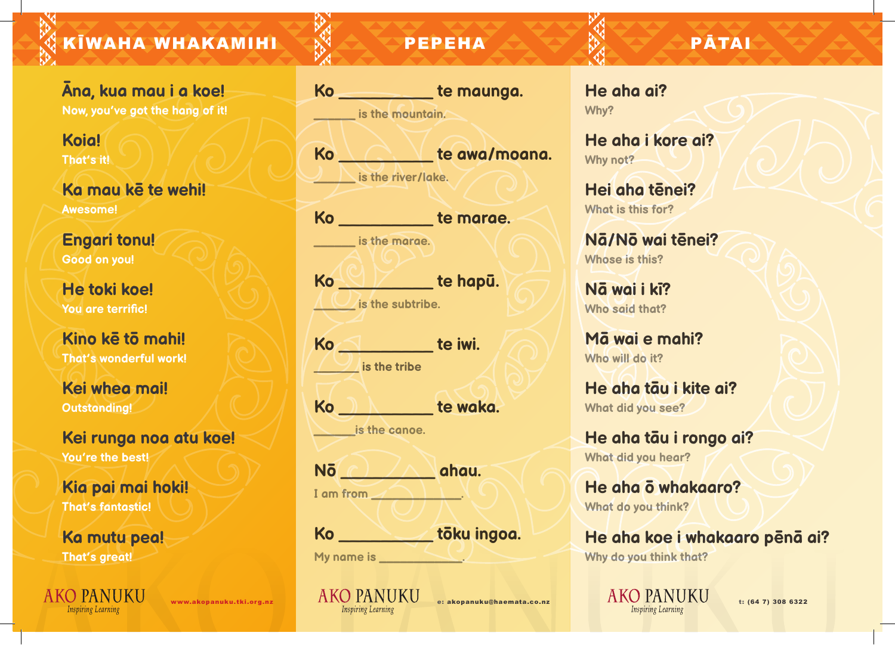## KĪWAHA WHAKAMIHI

**Āna, kua mau i a koe!**
Now, you've got the hang of it!

**Koia!**
That's it!

**Ka mau kē te wehi!**
Awesome!

**Engari tonu!**
Good on you!

**He toki koe!**
You are terrific!

**Kino kē tō mahi!**
That's wonderful work!

**Kei whea mai!**
Outstanding!

**Kei runga noa atu koe!**
You're the best!

**Kia pai mai hoki!**
That's fantastic!

**Ka mutu pea!**
That's great!

AKO PANUKU
*Inspiring Learning*

www.akopanuku.tki.org.nz

## PEPEHA

**Ko __________ te maunga.**
______ is the mountain.

**Ko __________ te awa/moana.**
______ is the river/lake.

**Ko __________ te marae.**
______ is the marae.

**Ko __________ te hapū.**
______ is the subtribe.

**Ko __________ te iwi.**
______ is the tribe

**Ko __________ te waka.**
______ is the canoe.

**Nō __________ ahau.**
I am from ____________.

**Ko __________ tōku ingoa.**
My name is ____________.

AKO PANUKU
*Inspiring Learning*

e: akopanuku@haemata.co.nz

## PĀTAI

**He aha ai?**
Why?

**He aha i kore ai?**
Why not?

**Hei aha tēnei?**
What is this for?

**Nā/Nō wai tēnei?**
Whose is this?

**Nā wai i kī?**
Who said that?

**Mā wai e mahi?**
Who will do it?

**He aha tāu i kite ai?**
What did you see?

**He aha tāu i rongo ai?**
What did you hear?

**He aha ō whakaaro?**
What do you think?

**He aha koe i whakaaro pēnā ai?**
Why do you think that?

AKO PANUKU
*Inspiring Learning*

t: (64 7) 308 6322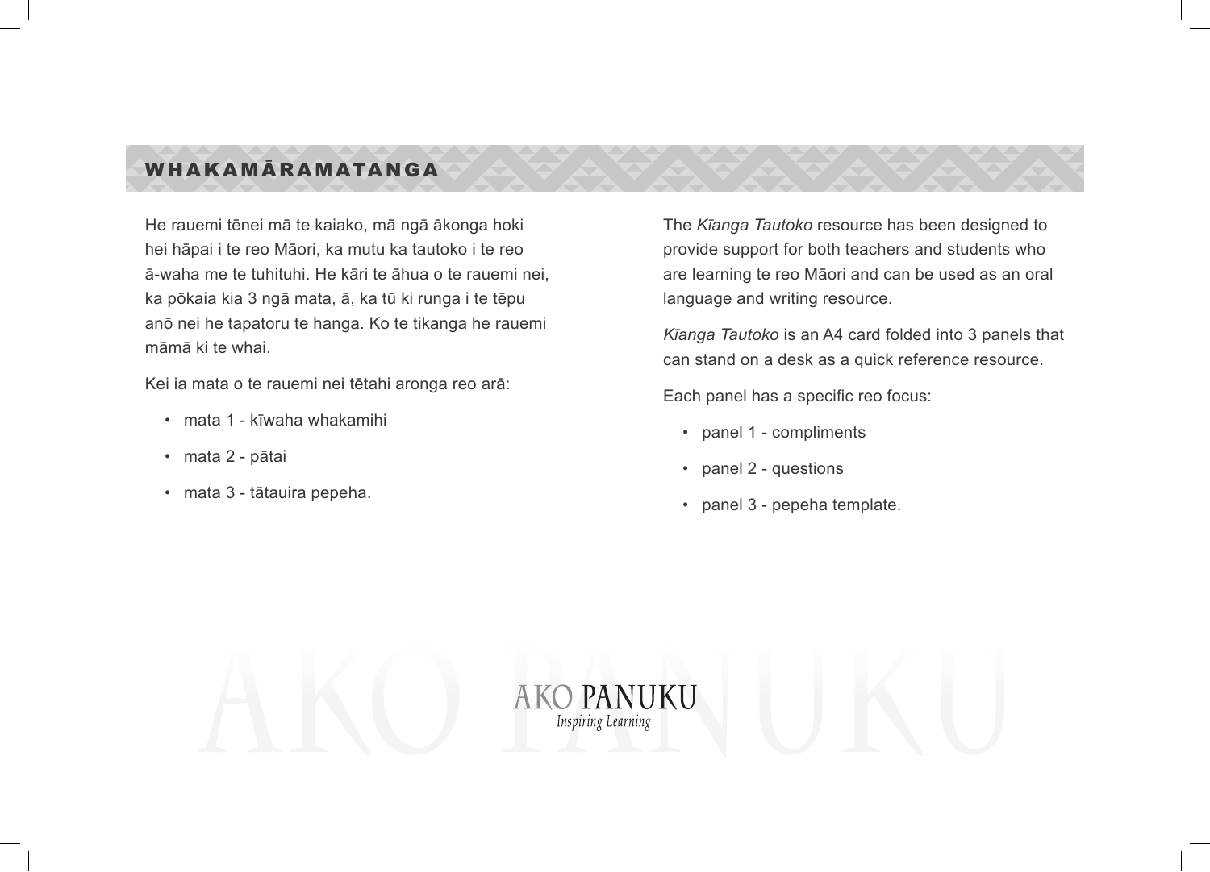## WHAKAMĀRAMATANGA

He rauemi tēnei mā te kaiako, mā ngā ākonga hoki hei hāpai i te reo Māori, ka mutu ka tautoko i te reo ā-waha me te tuhituhi. He kāri te āhua o te rauemi nei, ka pōkaia kia 3 ngā mata, ā, ka tū ki runga i te tēpu anō nei he tapatoru te hanga. Ko te tikanga he rauemi māmā ki te whai.

Kei ia mata o te rauemi nei tētahi aronga reo arā:

- mata 1 - kīwaha whakamihi
- mata 2 - pātai
- mata 3 - tātauira pepeha.

The *Kīanga Tautoko* resource has been designed to provide support for both teachers and students who are learning te reo Māori and can be used as an oral language and writing resource.

*Kīanga Tautoko* is an A4 card folded into 3 panels that can stand on a desk as a quick reference resource.

Each panel has a specific reo focus:

- panel 1 - compliments
- panel 2 - questions
- panel 3 - pepeha template.

AKO PANUKU
*Inspiring Learning*